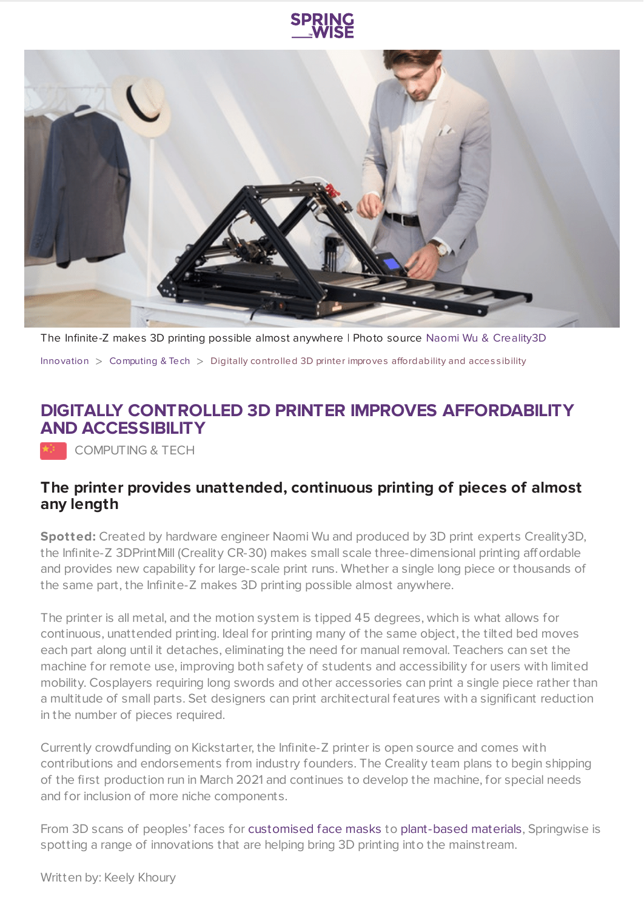The Infinite-Z makes 3D printing possible almost anywhere | Photo source Naomi Wu & Creality3D

Innovation > Computing & Tech > Digitally controlled 3D printer improves affordability and accessibility

# DIGITALLY CONTROLLED 3D PRINTER IMPROVES AFFORDABILITY AND ACCESSIBILITY

COMPUTING & TECH

### The printer provides unattended, continuous printing of pieces of almost any length

**Spotted:** Created by hardware engineer Naomi Wu and produced by 3D print experts Creality3D, the Infinite-Z 3DPrintMill (Creality CR-30) makes small scale three-dimensional printing affordable and provides new capability for large-scale print runs. Whether a single long piece or thousands of the same part, the Infinite-Z makes 3D printing possible almost anywhere.

The printer is all metal, and the motion system is tipped 45 degrees, which is what allows for continuous, unattended printing. Ideal for printing many of the same object, the tilted bed moves each part along until it detaches, eliminating the need for manual removal. Teachers can set the machine for remote use, improving both safety of students and accessibility for users with limited mobility. Cosplayers requiring long swords and other accessories can print a single piece rather than a multitude of small parts. Set designers can print architectural features with a significant reduction in the number of pieces required.

Currently crowdfunding on Kickstarter, the Infinite-Z printer is open source and comes with contributions and endorsements from industry founders. The Creality team plans to begin shipping of the first production run in March 2021 and continues to develop the machine, for special needs and for inclusion of more niche components.

From 3D scans of peoples' faces for customised face masks to plant-based materials, Springwise is spotting a range of innovations that are helping bring 3D printing into the mainstream.

Written by: Keely Khoury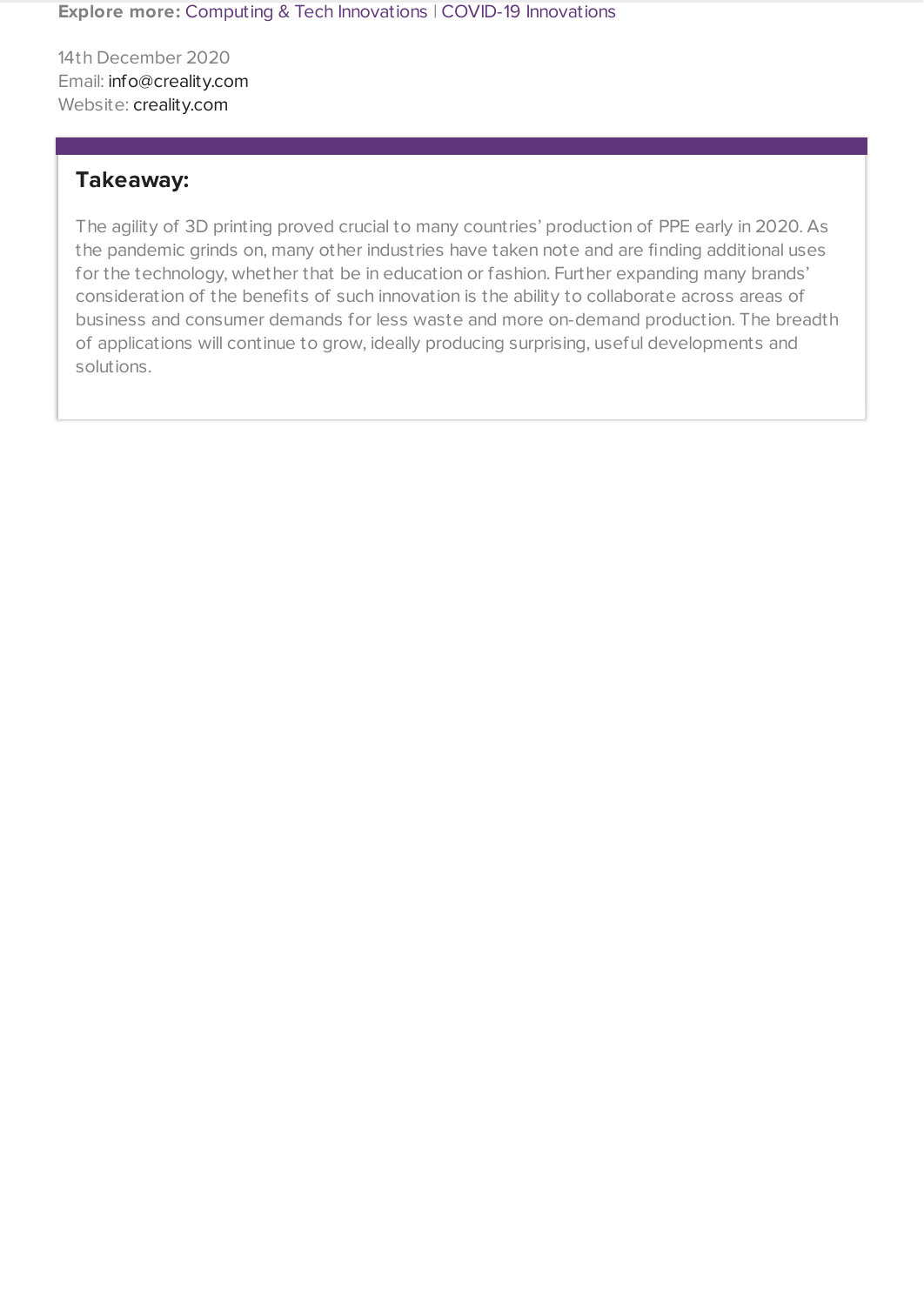**Explore more:** Computing & Tech Innovations | COVID-19 Innovations

14th December 2020
Email: info@creality.com
Website: creality.com

### Takeaway:

The agility of 3D printing proved crucial to many countries' production of PPE early in 2020. As the pandemic grinds on, many other industries have taken note and are finding additional uses for the technology, whether that be in education or fashion. Further expanding many brands' consideration of the benefits of such innovation is the ability to collaborate across areas of business and consumer demands for less waste and more on-demand production. The breadth of applications will continue to grow, ideally producing surprising, useful developments and solutions.